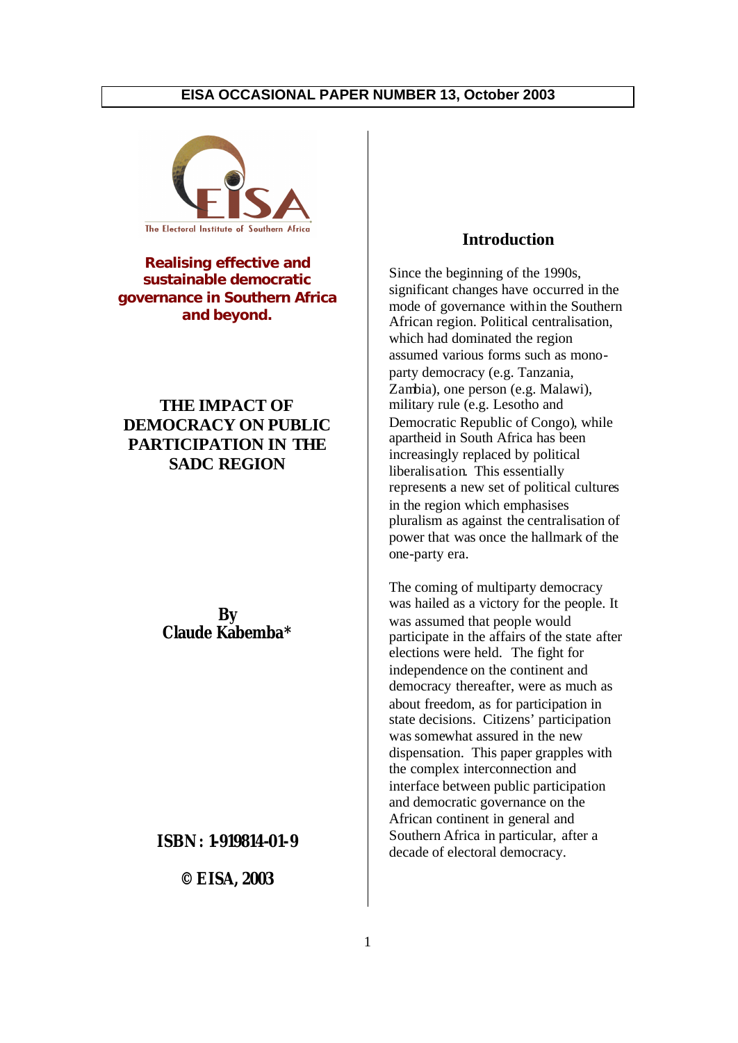**EISA OCCASIONAL PAPER NUMBER 13, October 2003**

The Electoral Institute of Southern Africa

**Realising effective and sustainable democratic governance in Southern Africa and beyond.**

# THE IMPACT OF DEMOCRACY ON PUBLIC PARTICIPATION IN THE SADC REGION

**By**
**Claude Kabemba***

**ISBN: 1-919814-01-9**

**© EISA, 2003**

## Introduction

Since the beginning of the 1990s, significant changes have occurred in the mode of governance within the Southern African region. Political centralisation, which had dominated the region assumed various forms such as mono-party democracy (e.g. Tanzania, Zambia), one person (e.g. Malawi), military rule (e.g. Lesotho and Democratic Republic of Congo), while apartheid in South Africa has been increasingly replaced by political liberalisation. This essentially represents a new set of political cultures in the region which emphasises pluralism as against the centralisation of power that was once the hallmark of the one-party era.

The coming of multiparty democracy was hailed as a victory for the people. It was assumed that people would participate in the affairs of the state after elections were held. The fight for independence on the continent and democracy thereafter, were as much as about freedom, as for participation in state decisions. Citizens' participation was somewhat assured in the new dispensation. This paper grapples with the complex interconnection and interface between public participation and democratic governance on the African continent in general and Southern Africa in particular, after a decade of electoral democracy.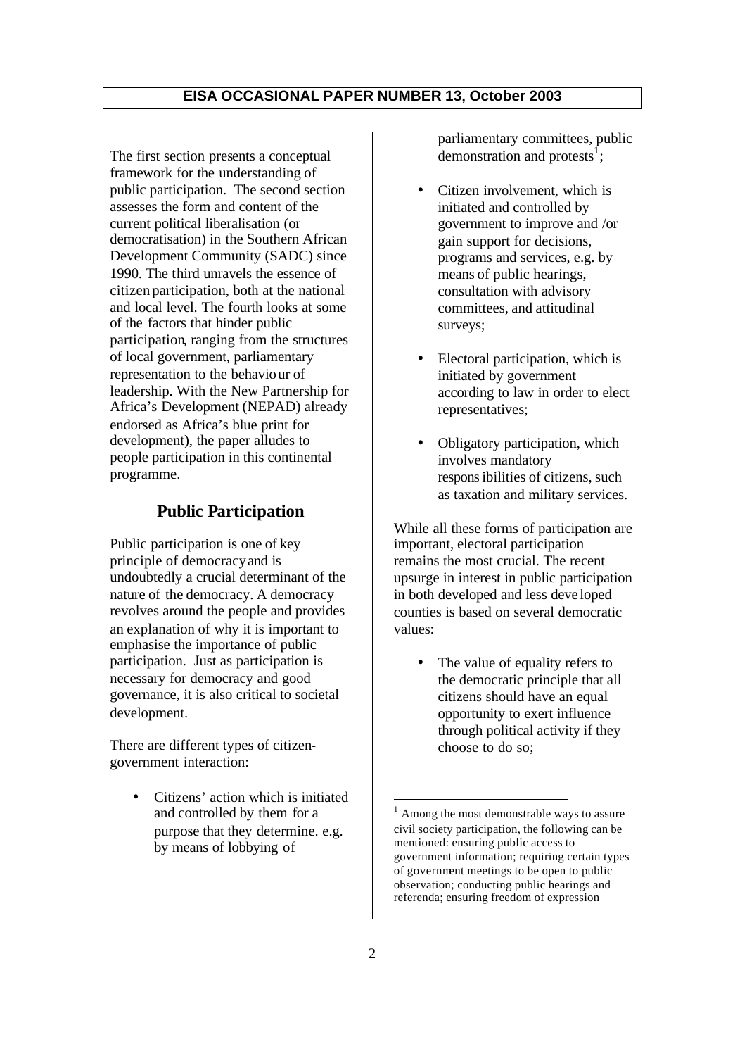The first section presents a conceptual framework for the understanding of public participation. The second section assesses the form and content of the current political liberalisation (or democratisation) in the Southern African Development Community (SADC) since 1990. The third unravels the essence of citizen participation, both at the national and local level. The fourth looks at some of the factors that hinder public participation, ranging from the structures of local government, parliamentary representation to the behaviour of leadership. With the New Partnership for Africa's Development (NEPAD) already endorsed as Africa's blue print for development), the paper alludes to people participation in this continental programme.

## Public Participation

Public participation is one of key principle of democracy and is undoubtedly a crucial determinant of the nature of the democracy. A democracy revolves around the people and provides an explanation of why it is important to emphasise the importance of public participation. Just as participation is necessary for democracy and good governance, it is also critical to societal development.

There are different types of citizen-government interaction:

- Citizens' action which is initiated and controlled by them for a purpose that they determine. e.g. by means of lobbying of parliamentary committees, public demonstration and protests[1];
- Citizen involvement, which is initiated and controlled by government to improve and /or gain support for decisions, programs and services, e.g. by means of public hearings, consultation with advisory committees, and attitudinal surveys;
- Electoral participation, which is initiated by government according to law in order to elect representatives;
- Obligatory participation, which involves mandatory responsibilities of citizens, such as taxation and military services.

While all these forms of participation are important, electoral participation remains the most crucial. The recent upsurge in interest in public participation in both developed and less developed counties is based on several democratic values:

- The value of equality refers to the democratic principle that all citizens should have an equal opportunity to exert influence through political activity if they choose to do so;

[1] Among the most demonstrable ways to assure civil society participation, the following can be mentioned: ensuring public access to government information; requiring certain types of government meetings to be open to public observation; conducting public hearings and referenda; ensuring freedom of expression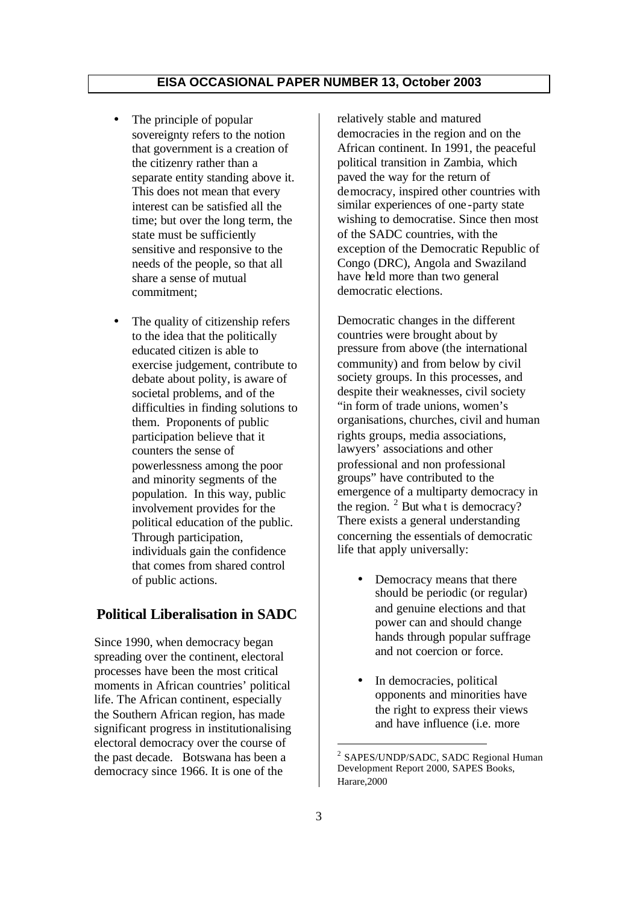- The principle of popular sovereignty refers to the notion that government is a creation of the citizenry rather than a separate entity standing above it. This does not mean that every interest can be satisfied all the time; but over the long term, the state must be sufficiently sensitive and responsive to the needs of the people, so that all share a sense of mutual commitment;

- The quality of citizenship refers to the idea that the politically educated citizen is able to exercise judgement, contribute to debate about polity, is aware of societal problems, and of the difficulties in finding solutions to them. Proponents of public participation believe that it counters the sense of powerlessness among the poor and minority segments of the population. In this way, public involvement provides for the political education of the public. Through participation, individuals gain the confidence that comes from shared control of public actions.

## Political Liberalisation in SADC

Since 1990, when democracy began spreading over the continent, electoral processes have been the most critical moments in African countries' political life. The African continent, especially the Southern African region, has made significant progress in institutionalising electoral democracy over the course of the past decade. Botswana has been a democracy since 1966. It is one of the relatively stable and matured democracies in the region and on the African continent. In 1991, the peaceful political transition in Zambia, which paved the way for the return of democracy, inspired other countries with similar experiences of one-party state wishing to democratise. Since then most of the SADC countries, with the exception of the Democratic Republic of Congo (DRC), Angola and Swaziland have held more than two general democratic elections.

Democratic changes in the different countries were brought about by pressure from above (the international community) and from below by civil society groups. In this processes, and despite their weaknesses, civil society "in form of trade unions, women's organisations, churches, civil and human rights groups, media associations, lawyers' associations and other professional and non professional groups" have contributed to the emergence of a multiparty democracy in the region. [2] But what is democracy? There exists a general understanding concerning the essentials of democratic life that apply universally:

- Democracy means that there should be periodic (or regular) and genuine elections and that power can and should change hands through popular suffrage and not coercion or force.

- In democracies, political opponents and minorities have the right to express their views and have influence (i.e. more

[2] SAPES/UNDP/SADC, SADC Regional Human Development Report 2000, SAPES Books, Harare,2000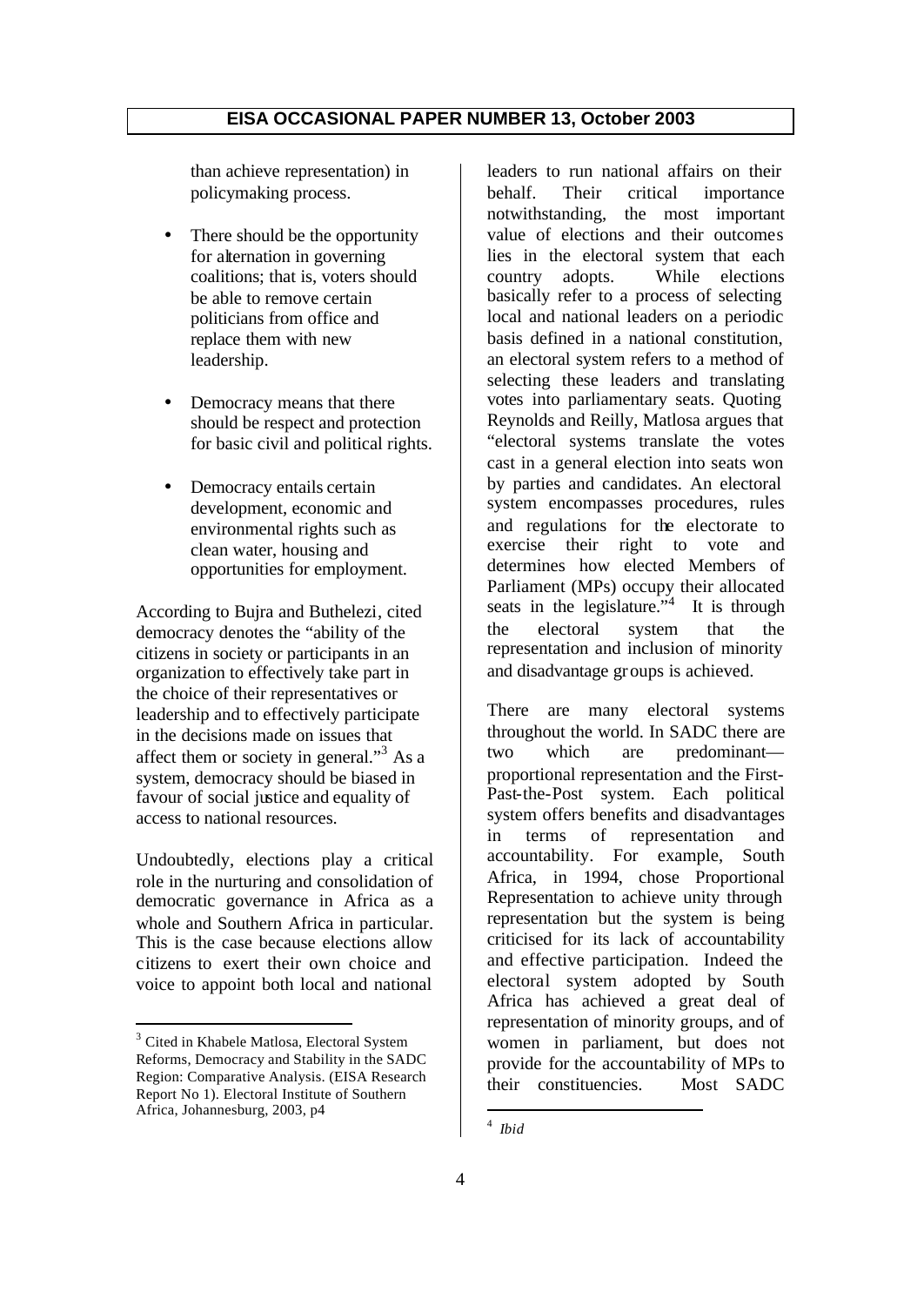than achieve representation) in policymaking process.

- There should be the opportunity for alternation in governing coalitions; that is, voters should be able to remove certain politicians from office and replace them with new leadership.

- Democracy means that there should be respect and protection for basic civil and political rights.

- Democracy entails certain development, economic and environmental rights such as clean water, housing and opportunities for employment.

According to Bujra and Buthelezi, cited democracy denotes the "ability of the citizens in society or participants in an organization to effectively take part in the choice of their representatives or leadership and to effectively participate in the decisions made on issues that affect them or society in general."[3] As a system, democracy should be biased in favour of social justice and equality of access to national resources.

Undoubtedly, elections play a critical role in the nurturing and consolidation of democratic governance in Africa as a whole and Southern Africa in particular. This is the case because elections allow citizens to exert their own choice and voice to appoint both local and national leaders to run national affairs on their behalf. Their critical importance notwithstanding, the most important value of elections and their outcomes lies in the electoral system that each country adopts. While elections basically refer to a process of selecting local and national leaders on a periodic basis defined in a national constitution, an electoral system refers to a method of selecting these leaders and translating votes into parliamentary seats. Quoting Reynolds and Reilly, Matlosa argues that "electoral systems translate the votes cast in a general election into seats won by parties and candidates. An electoral system encompasses procedures, rules and regulations for the electorate to exercise their right to vote and determines how elected Members of Parliament (MPs) occupy their allocated seats in the legislature."[4] It is through the electoral system that the representation and inclusion of minority and disadvantage groups is achieved.

There are many electoral systems throughout the world. In SADC there are two which are predominant—proportional representation and the First-Past-the-Post system. Each political system offers benefits and disadvantages in terms of representation and accountability. For example, South Africa, in 1994, chose Proportional Representation to achieve unity through representation but the system is being criticised for its lack of accountability and effective participation. Indeed the electoral system adopted by South Africa has achieved a great deal of representation of minority groups, and of women in parliament, but does not provide for the accountability of MPs to their constituencies. Most SADC

[3] Cited in Khabele Matlosa, Electoral System Reforms, Democracy and Stability in the SADC Region: Comparative Analysis. (EISA Research Report No 1). Electoral Institute of Southern Africa, Johannesburg, 2003, p4

[4] *Ibid*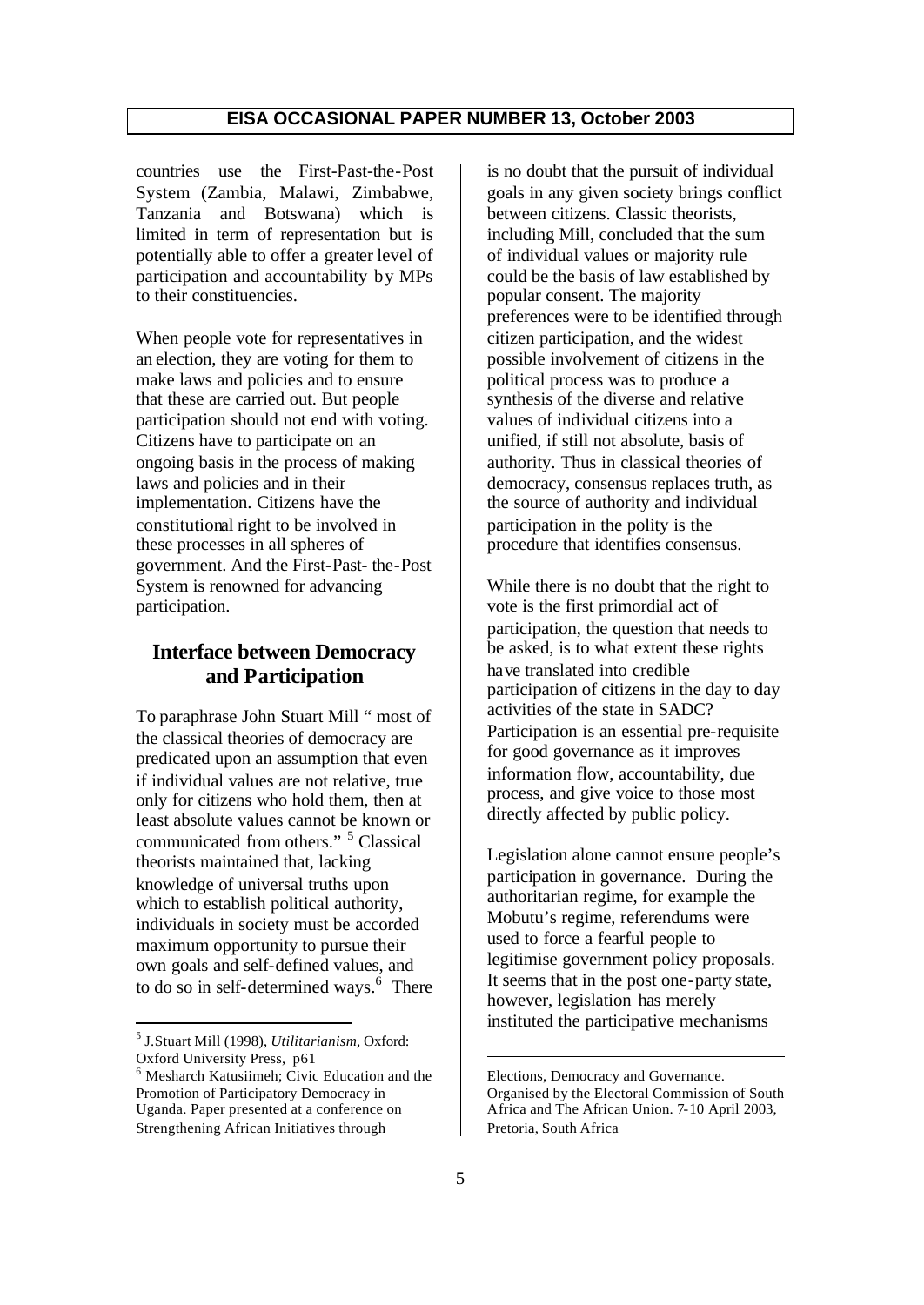countries use the First-Past-the-Post System (Zambia, Malawi, Zimbabwe, Tanzania and Botswana) which is limited in term of representation but is potentially able to offer a greater level of participation and accountability by MPs to their constituencies.

When people vote for representatives in an election, they are voting for them to make laws and policies and to ensure that these are carried out. But people participation should not end with voting. Citizens have to participate on an ongoing basis in the process of making laws and policies and in their implementation. Citizens have the constitutional right to be involved in these processes in all spheres of government. And the First-Past- the-Post System is renowned for advancing participation.

## Interface between Democracy and Participation

To paraphrase John Stuart Mill " most of the classical theories of democracy are predicated upon an assumption that even if individual values are not relative, true only for citizens who hold them, then at least absolute values cannot be known or communicated from others." [5] Classical theorists maintained that, lacking knowledge of universal truths upon which to establish political authority, individuals in society must be accorded maximum opportunity to pursue their own goals and self-defined values, and to do so in self-determined ways.[6] There is no doubt that the pursuit of individual goals in any given society brings conflict between citizens. Classic theorists, including Mill, concluded that the sum of individual values or majority rule could be the basis of law established by popular consent. The majority preferences were to be identified through citizen participation, and the widest possible involvement of citizens in the political process was to produce a synthesis of the diverse and relative values of individual citizens into a unified, if still not absolute, basis of authority. Thus in classical theories of democracy, consensus replaces truth, as the source of authority and individual participation in the polity is the procedure that identifies consensus.

While there is no doubt that the right to vote is the first primordial act of participation, the question that needs to be asked, is to what extent these rights have translated into credible participation of citizens in the day to day activities of the state in SADC? Participation is an essential pre-requisite for good governance as it improves information flow, accountability, due process, and give voice to those most directly affected by public policy.

Legislation alone cannot ensure people's participation in governance. During the authoritarian regime, for example the Mobutu's regime, referendums were used to force a fearful people to legitimise government policy proposals. It seems that in the post one-party state, however, legislation has merely instituted the participative mechanisms

---

[5] J.Stuart Mill (1998), *Utilitarianism*, Oxford: Oxford University Press, p61

[6] Mesharch Katusiimeh; Civic Education and the Promotion of Participatory Democracy in Uganda. Paper presented at a conference on Strengthening African Initiatives through Elections, Democracy and Governance. Organised by the Electoral Commission of South Africa and The African Union. 7-10 April 2003, Pretoria, South Africa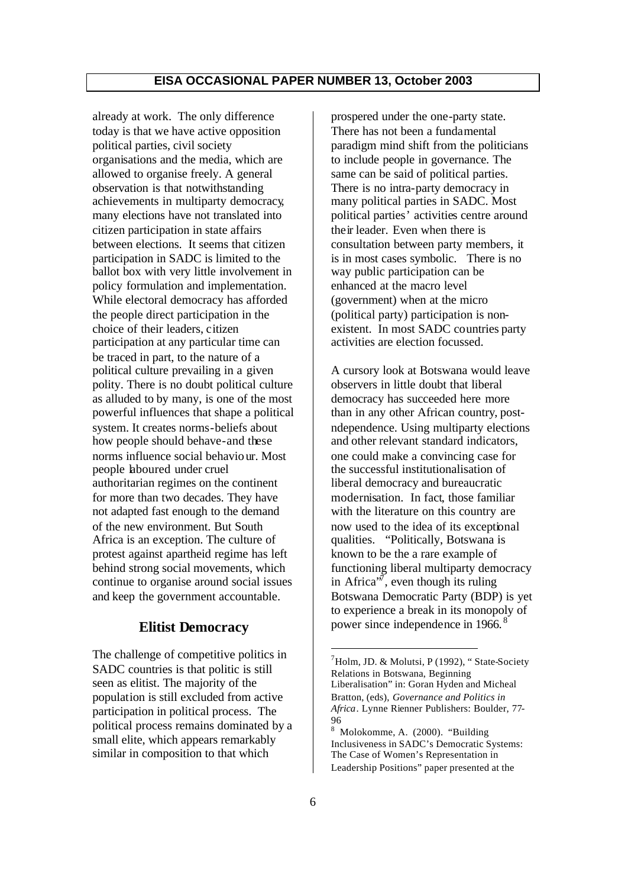already at work. The only difference today is that we have active opposition political parties, civil society organisations and the media, which are allowed to organise freely. A general observation is that notwithstanding achievements in multiparty democracy, many elections have not translated into citizen participation in state affairs between elections. It seems that citizen participation in SADC is limited to the ballot box with very little involvement in policy formulation and implementation. While electoral democracy has afforded the people direct participation in the choice of their leaders, citizen participation at any particular time can be traced in part, to the nature of a political culture prevailing in a given polity. There is no doubt political culture as alluded to by many, is one of the most powerful influences that shape a political system. It creates norms-beliefs about how people should behave-and these norms influence social behaviour. Most people laboured under cruel authoritarian regimes on the continent for more than two decades. They have not adapted fast enough to the demand of the new environment. But South Africa is an exception. The culture of protest against apartheid regime has left behind strong social movements, which continue to organise around social issues and keep the government accountable.

## Elitist Democracy

The challenge of competitive politics in SADC countries is that politic is still seen as elitist. The majority of the population is still excluded from active participation in political process. The political process remains dominated by a small elite, which appears remarkably similar in composition to that which prospered under the one-party state. There has not been a fundamental paradigm mind shift from the politicians to include people in governance. The same can be said of political parties. There is no intra-party democracy in many political parties in SADC. Most political parties' activities centre around their leader. Even when there is consultation between party members, it is in most cases symbolic. There is no way public participation can be enhanced at the macro level (government) when at the micro (political party) participation is non-existent. In most SADC countries party activities are election focussed.

A cursory look at Botswana would leave observers in little doubt that liberal democracy has succeeded here more than in any other African country, post-ndependence. Using multiparty elections and other relevant standard indicators, one could make a convincing case for the successful institutionalisation of liberal democracy and bureaucratic modernisation. In fact, those familiar with the literature on this country are now used to the idea of its exceptional qualities. "Politically, Botswana is known to be the a rare example of functioning liberal multiparty democracy in Africa"[7], even though its ruling Botswana Democratic Party (BDP) is yet to experience a break in its monopoly of power since independence in 1966.[8]

---

[7] Holm, JD. & Molutsi, P (1992), " State-Society Relations in Botswana, Beginning Liberalisation" in: Goran Hyden and Micheal Bratton, (eds), *Governance and Politics in Africa*. Lynne Rienner Publishers: Boulder, 77-96

[8] Molokomme, A. (2000). "Building Inclusiveness in SADC's Democratic Systems: The Case of Women's Representation in Leadership Positions" paper presented at the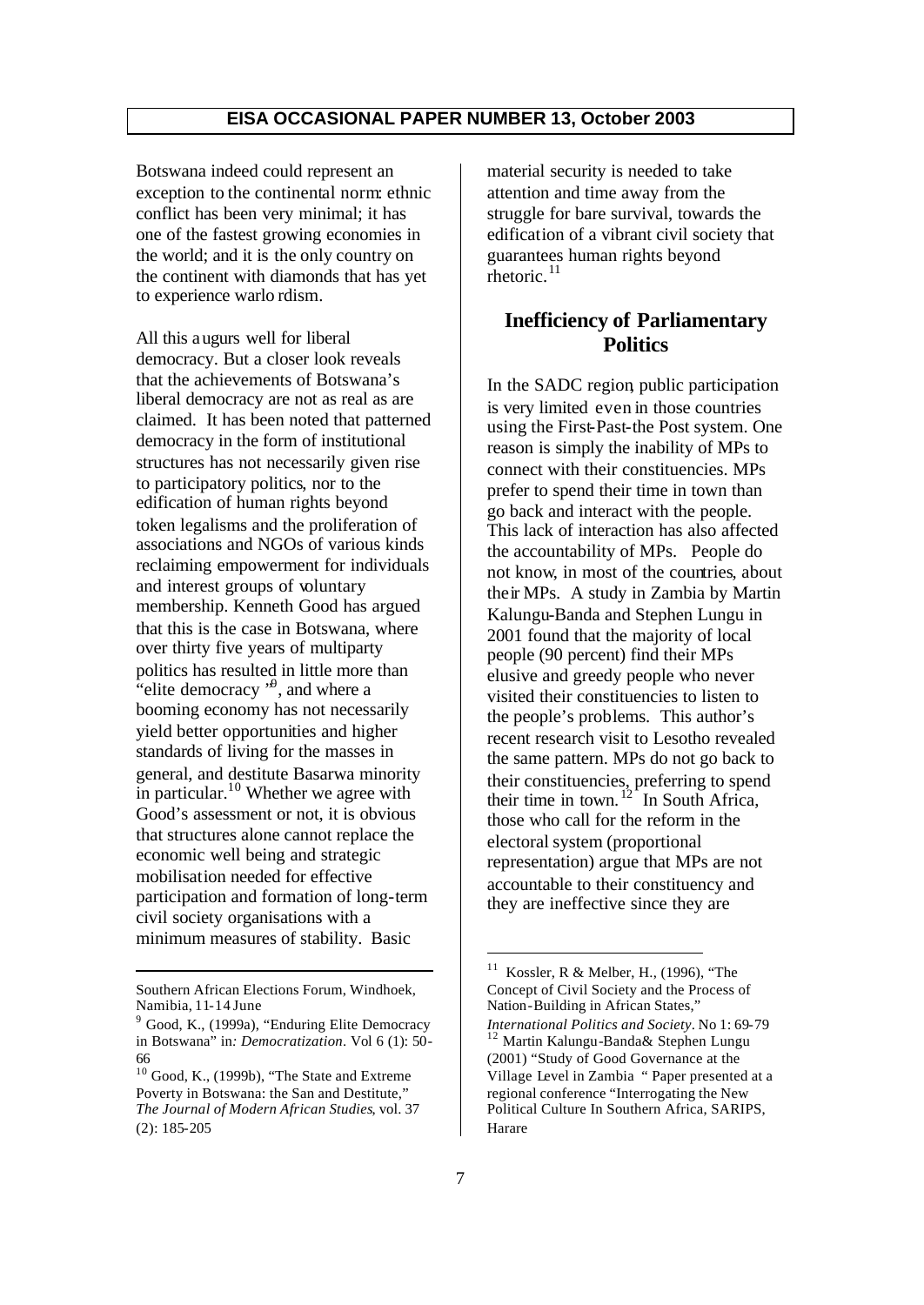Botswana indeed could represent an exception to the continental norm: ethnic conflict has been very minimal; it has one of the fastest growing economies in the world; and it is the only country on the continent with diamonds that has yet to experience warlordism.

All this augurs well for liberal democracy. But a closer look reveals that the achievements of Botswana's liberal democracy are not as real as are claimed. It has been noted that patterned democracy in the form of institutional structures has not necessarily given rise to participatory politics, nor to the edification of human rights beyond token legalisms and the proliferation of associations and NGOs of various kinds reclaiming empowerment for individuals and interest groups of voluntary membership. Kenneth Good has argued that this is the case in Botswana, where over thirty five years of multiparty politics has resulted in little more than "elite democracy "[9], and where a booming economy has not necessarily yield better opportunities and higher standards of living for the masses in general, and destitute Basarwa minority in particular.[10] Whether we agree with Good's assessment or not, it is obvious that structures alone cannot replace the economic well being and strategic mobilisation needed for effective participation and formation of long-term civil society organisations with a minimum measures of stability. Basic material security is needed to take attention and time away from the struggle for bare survival, towards the edification of a vibrant civil society that guarantees human rights beyond rhetoric.[11]

## Inefficiency of Parliamentary Politics

In the SADC region, public participation is very limited even in those countries using the First-Past-the Post system. One reason is simply the inability of MPs to connect with their constituencies. MPs prefer to spend their time in town than go back and interact with the people. This lack of interaction has also affected the accountability of MPs. People do not know, in most of the countries, about their MPs. A study in Zambia by Martin Kalungu-Banda and Stephen Lungu in 2001 found that the majority of local people (90 percent) find their MPs elusive and greedy people who never visited their constituencies to listen to the people's problems. This author's recent research visit to Lesotho revealed the same pattern. MPs do not go back to their constituencies, preferring to spend their time in town.[12] In South Africa, those who call for the reform in the electoral system (proportional representation) argue that MPs are not accountable to their constituency and they are ineffective since they are

---

Southern African Elections Forum, Windhoek, Namibia, 11-14 June

[9] Good, K., (1999a), "Enduring Elite Democracy in Botswana" in: *Democratization*. Vol 6 (1): 50-66

[10] Good, K., (1999b), "The State and Extreme Poverty in Botswana: the San and Destitute," *The Journal of Modern African Studies*, vol. 37 (2): 185-205

[11] Kossler, R & Melber, H., (1996), "The Concept of Civil Society and the Process of Nation-Building in African States," *International Politics and Society*. No 1: 69-79

[12] Martin Kalungu-Banda& Stephen Lungu (2001) "Study of Good Governance at the Village Level in Zambia " Paper presented at a regional conference "Interrogating the New Political Culture In Southern Africa, SARIPS, Harare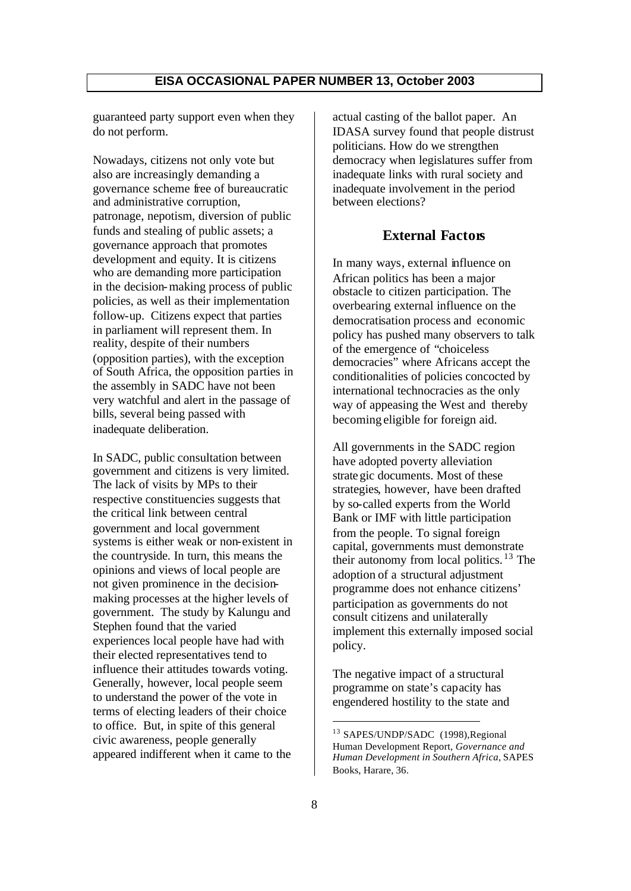guaranteed party support even when they do not perform.

Nowadays, citizens not only vote but also are increasingly demanding a governance scheme free of bureaucratic and administrative corruption, patronage, nepotism, diversion of public funds and stealing of public assets; a governance approach that promotes development and equity. It is citizens who are demanding more participation in the decision-making process of public policies, as well as their implementation follow-up. Citizens expect that parties in parliament will represent them. In reality, despite of their numbers (opposition parties), with the exception of South Africa, the opposition parties in the assembly in SADC have not been very watchful and alert in the passage of bills, several being passed with inadequate deliberation.

In SADC, public consultation between government and citizens is very limited. The lack of visits by MPs to their respective constituencies suggests that the critical link between central government and local government systems is either weak or non-existent in the countryside. In turn, this means the opinions and views of local people are not given prominence in the decision-making processes at the higher levels of government. The study by Kalungu and Stephen found that the varied experiences local people have had with their elected representatives tend to influence their attitudes towards voting. Generally, however, local people seem to understand the power of the vote in terms of electing leaders of their choice to office. But, in spite of this general civic awareness, people generally appeared indifferent when it came to the actual casting of the ballot paper. An IDASA survey found that people distrust politicians. How do we strengthen democracy when legislatures suffer from inadequate links with rural society and inadequate involvement in the period between elections?

## External Factors

In many ways, external influence on African politics has been a major obstacle to citizen participation. The overbearing external influence on the democratisation process and economic policy has pushed many observers to talk of the emergence of "choiceless democracies" where Africans accept the conditionalities of policies concocted by international technocracies as the only way of appeasing the West and thereby becoming eligible for foreign aid.

All governments in the SADC region have adopted poverty alleviation strategic documents. Most of these strategies, however, have been drafted by so-called experts from the World Bank or IMF with little participation from the people. To signal foreign capital, governments must demonstrate their autonomy from local politics.[13] The adoption of a structural adjustment programme does not enhance citizens' participation as governments do not consult citizens and unilaterally implement this externally imposed social policy.

The negative impact of a structural programme on state's capacity has engendered hostility to the state and

[13] SAPES/UNDP/SADC (1998),Regional Human Development Report, *Governance and Human Development in Southern Africa*, SAPES Books, Harare, 36.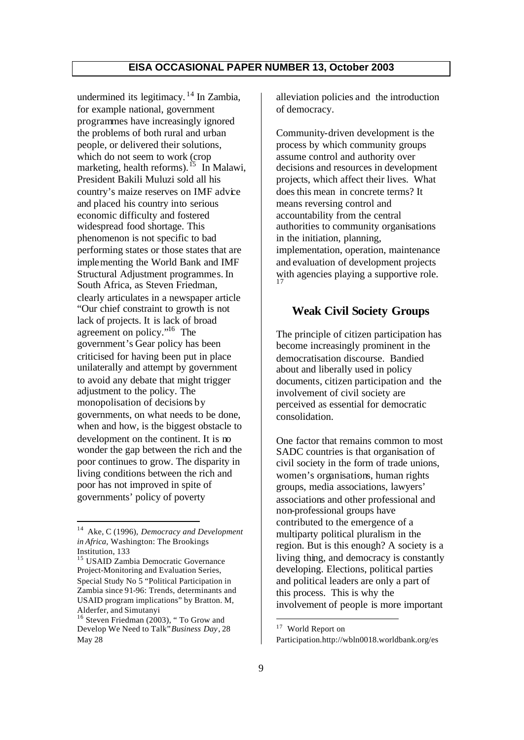undermined its legitimacy.[14] In Zambia, for example national, government programmes have increasingly ignored the problems of both rural and urban people, or delivered their solutions, which do not seem to work (crop marketing, health reforms).[15] In Malawi, President Bakili Muluzi sold all his country's maize reserves on IMF advice and placed his country into serious economic difficulty and fostered widespread food shortage. This phenomenon is not specific to bad performing states or those states that are implementing the World Bank and IMF Structural Adjustment programmes. In South Africa, as Steven Friedman, clearly articulates in a newspaper article "Our chief constraint to growth is not lack of projects. It is lack of broad agreement on policy."[16] The government's Gear policy has been criticised for having been put in place unilaterally and attempt by government to avoid any debate that might trigger adjustment to the policy. The monopolisation of decisions by governments, on what needs to be done, when and how, is the biggest obstacle to development on the continent. It is no wonder the gap between the rich and the poor continues to grow. The disparity in living conditions between the rich and poor has not improved in spite of governments' policy of poverty alleviation policies and the introduction of democracy.

Community-driven development is the process by which community groups assume control and authority over decisions and resources in development projects, which affect their lives. What does this mean in concrete terms? It means reversing control and accountability from the central authorities to community organisations in the initiation, planning, implementation, operation, maintenance and evaluation of development projects with agencies playing a supportive role.[17]

## Weak Civil Society Groups

The principle of citizen participation has become increasingly prominent in the democratisation discourse. Bandied about and liberally used in policy documents, citizen participation and the involvement of civil society are perceived as essential for democratic consolidation.

One factor that remains common to most SADC countries is that organisation of civil society in the form of trade unions, women's organisations, human rights groups, media associations, lawyers' associations and other professional and non-professional groups have contributed to the emergence of a multiparty political pluralism in the region. But is this enough? A society is a living thing, and democracy is constantly developing. Elections, political parties and political leaders are only a part of this process. This is why the involvement of people is more important

---

[14] Ake, C (1996), *Democracy and Development in Africa*, Washington: The Brookings Institution, 133

[15] USAID Zambia Democratic Governance Project-Monitoring and Evaluation Series, Special Study No 5 "Political Participation in Zambia since 91-96: Trends, determinants and USAID program implications" by Bratton. M, Alderfer, and Simutanyi

[16] Steven Friedman (2003), " To Grow and Develop We Need to Talk" *Business Day*, 28 May 28

[17] World Report on Participation.http://wbln0018.worldbank.org/es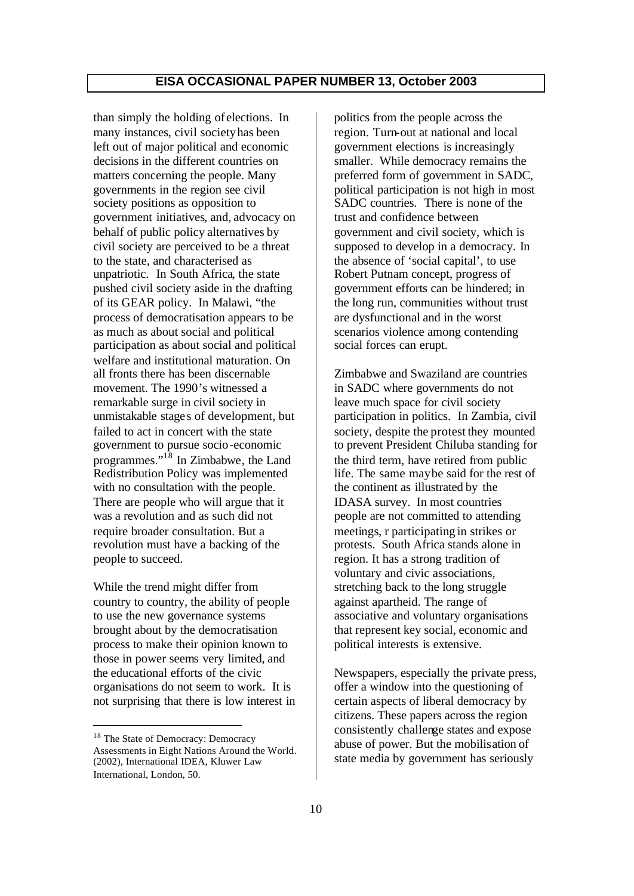than simply the holding of elections. In many instances, civil society has been left out of major political and economic decisions in the different countries on matters concerning the people. Many governments in the region see civil society positions as opposition to government initiatives, and, advocacy on behalf of public policy alternatives by civil society are perceived to be a threat to the state, and characterised as unpatriotic. In South Africa, the state pushed civil society aside in the drafting of its GEAR policy. In Malawi, "the process of democratisation appears to be as much as about social and political participation as about social and political welfare and institutional maturation. On all fronts there has been discernable movement. The 1990's witnessed a remarkable surge in civil society in unmistakable stages of development, but failed to act in concert with the state government to pursue socio-economic programmes."[18] In Zimbabwe, the Land Redistribution Policy was implemented with no consultation with the people. There are people who will argue that it was a revolution and as such did not require broader consultation. But a revolution must have a backing of the people to succeed.

While the trend might differ from country to country, the ability of people to use the new governance systems brought about by the democratisation process to make their opinion known to those in power seems very limited, and the educational efforts of the civic organisations do not seem to work. It is not surprising that there is low interest in politics from the people across the region. Turn-out at national and local government elections is increasingly smaller. While democracy remains the preferred form of government in SADC, political participation is not high in most SADC countries. There is none of the trust and confidence between government and civil society, which is supposed to develop in a democracy. In the absence of 'social capital', to use Robert Putnam concept, progress of government efforts can be hindered; in the long run, communities without trust are dysfunctional and in the worst scenarios violence among contending social forces can erupt.

Zimbabwe and Swaziland are countries in SADC where governments do not leave much space for civil society participation in politics. In Zambia, civil society, despite the protest they mounted to prevent President Chiluba standing for the third term, have retired from public life. The same may be said for the rest of the continent as illustrated by the IDASA survey. In most countries people are not committed to attending meetings, r participating in strikes or protests. South Africa stands alone in region. It has a strong tradition of voluntary and civic associations, stretching back to the long struggle against apartheid. The range of associative and voluntary organisations that represent key social, economic and political interests is extensive.

Newspapers, especially the private press, offer a window into the questioning of certain aspects of liberal democracy by citizens. These papers across the region consistently challenge states and expose abuse of power. But the mobilisation of state media by government has seriously

[18] The State of Democracy: Democracy Assessments in Eight Nations Around the World. (2002), International IDEA, Kluwer Law International, London, 50.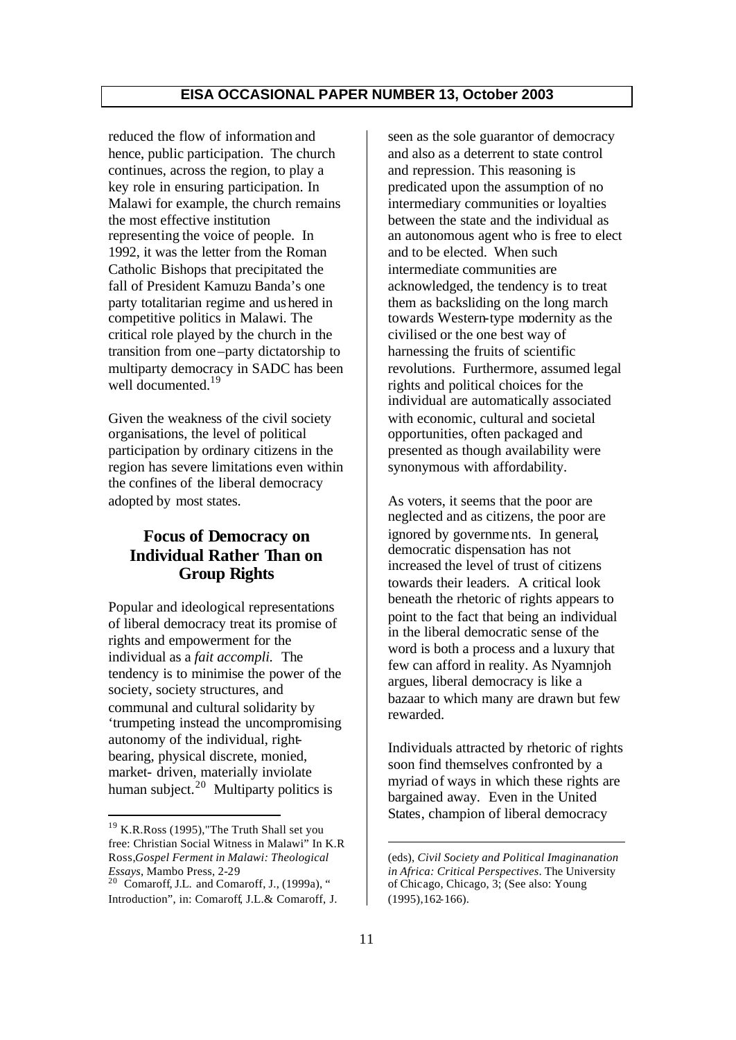reduced the flow of information and hence, public participation. The church continues, across the region, to play a key role in ensuring participation. In Malawi for example, the church remains the most effective institution representing the voice of people. In 1992, it was the letter from the Roman Catholic Bishops that precipitated the fall of President Kamuzu Banda's one party totalitarian regime and ushered in competitive politics in Malawi. The critical role played by the church in the transition from one–party dictatorship to multiparty democracy in SADC has been well documented.[19]

Given the weakness of the civil society organisations, the level of political participation by ordinary citizens in the region has severe limitations even within the confines of the liberal democracy adopted by most states.

## Focus of Democracy on Individual Rather Than on Group Rights

Popular and ideological representations of liberal democracy treat its promise of rights and empowerment for the individual as a *fait accompli*. The tendency is to minimise the power of the society, society structures, and communal and cultural solidarity by 'trumpeting instead the uncompromising autonomy of the individual, right-bearing, physical discrete, monied, market- driven, materially inviolate human subject.[20] Multiparty politics is seen as the sole guarantor of democracy and also as a deterrent to state control and repression. This reasoning is predicated upon the assumption of no intermediary communities or loyalties between the state and the individual as an autonomous agent who is free to elect and to be elected. When such intermediate communities are acknowledged, the tendency is to treat them as backsliding on the long march towards Western-type modernity as the civilised or the one best way of harnessing the fruits of scientific revolutions. Furthermore, assumed legal rights and political choices for the individual are automatically associated with economic, cultural and societal opportunities, often packaged and presented as though availability were synonymous with affordability.

As voters, it seems that the poor are neglected and as citizens, the poor are ignored by governments. In general, democratic dispensation has not increased the level of trust of citizens towards their leaders. A critical look beneath the rhetoric of rights appears to point to the fact that being an individual in the liberal democratic sense of the word is both a process and a luxury that few can afford in reality. As Nyamnjoh argues, liberal democracy is like a bazaar to which many are drawn but few rewarded.

Individuals attracted by rhetoric of rights soon find themselves confronted by a myriad of ways in which these rights are bargained away. Even in the United States, champion of liberal democracy

---

[19] K.R.Ross (1995),"The Truth Shall set you free: Christian Social Witness in Malawi" In K.R Ross,*Gospel Ferment in Malawi: Theological Essays*, Mambo Press, 2-29

[20] Comaroff, J.L. and Comaroff, J., (1999a), " Introduction", in: Comaroff, J.L.& Comaroff, J. (eds), *Civil Society and Political Imaginanation in Africa: Critical Perspectives*. The University of Chicago, Chicago, 3; (See also: Young (1995),162-166).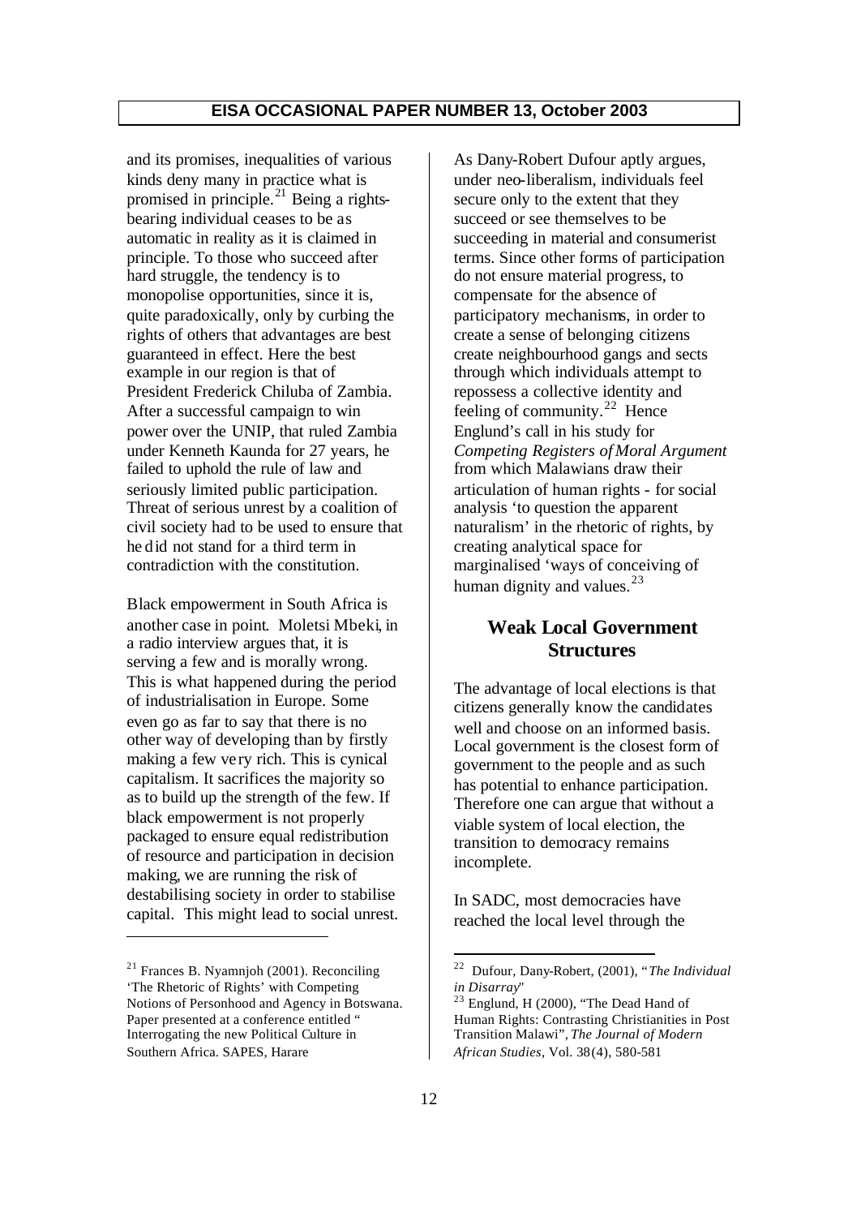and its promises, inequalities of various kinds deny many in practice what is promised in principle.[21] Being a rights-bearing individual ceases to be as automatic in reality as it is claimed in principle. To those who succeed after hard struggle, the tendency is to monopolise opportunities, since it is, quite paradoxically, only by curbing the rights of others that advantages are best guaranteed in effect. Here the best example in our region is that of President Frederick Chiluba of Zambia. After a successful campaign to win power over the UNIP, that ruled Zambia under Kenneth Kaunda for 27 years, he failed to uphold the rule of law and seriously limited public participation. Threat of serious unrest by a coalition of civil society had to be used to ensure that he did not stand for a third term in contradiction with the constitution.

Black empowerment in South Africa is another case in point. Moletsi Mbeki, in a radio interview argues that, it is serving a few and is morally wrong. This is what happened during the period of industrialisation in Europe. Some even go as far to say that there is no other way of developing than by firstly making a few very rich. This is cynical capitalism. It sacrifices the majority so as to build up the strength of the few. If black empowerment is not properly packaged to ensure equal redistribution of resource and participation in decision making, we are running the risk of destabilising society in order to stabilise capital. This might lead to social unrest.

As Dany-Robert Dufour aptly argues, under neo-liberalism, individuals feel secure only to the extent that they succeed or see themselves to be succeeding in material and consumerist terms. Since other forms of participation do not ensure material progress, to compensate for the absence of participatory mechanisms, in order to create a sense of belonging citizens create neighbourhood gangs and sects through which individuals attempt to repossess a collective identity and feeling of community.[22] Hence Englund's call in his study for *Competing Registers of Moral Argument* from which Malawians draw their articulation of human rights - for social analysis 'to question the apparent naturalism' in the rhetoric of rights, by creating analytical space for marginalised 'ways of conceiving of human dignity and values.[23]

## Weak Local Government Structures

The advantage of local elections is that citizens generally know the candidates well and choose on an informed basis. Local government is the closest form of government to the people and as such has potential to enhance participation. Therefore one can argue that without a viable system of local election, the transition to democracy remains incomplete.

In SADC, most democracies have reached the local level through the

---

[21] Frances B. Nyamnjoh (2001). Reconciling 'The Rhetoric of Rights' with Competing Notions of Personhood and Agency in Botswana. Paper presented at a conference entitled " Interrogating the new Political Culture in Southern Africa. SAPES, Harare

[22] Dufour, Dany-Robert, (2001), "*The Individual in Disarray*"

[23] Englund, H (2000), "The Dead Hand of Human Rights: Contrasting Christianities in Post Transition Malawi", *The Journal of Modern African Studies*, Vol. 38(4), 580-581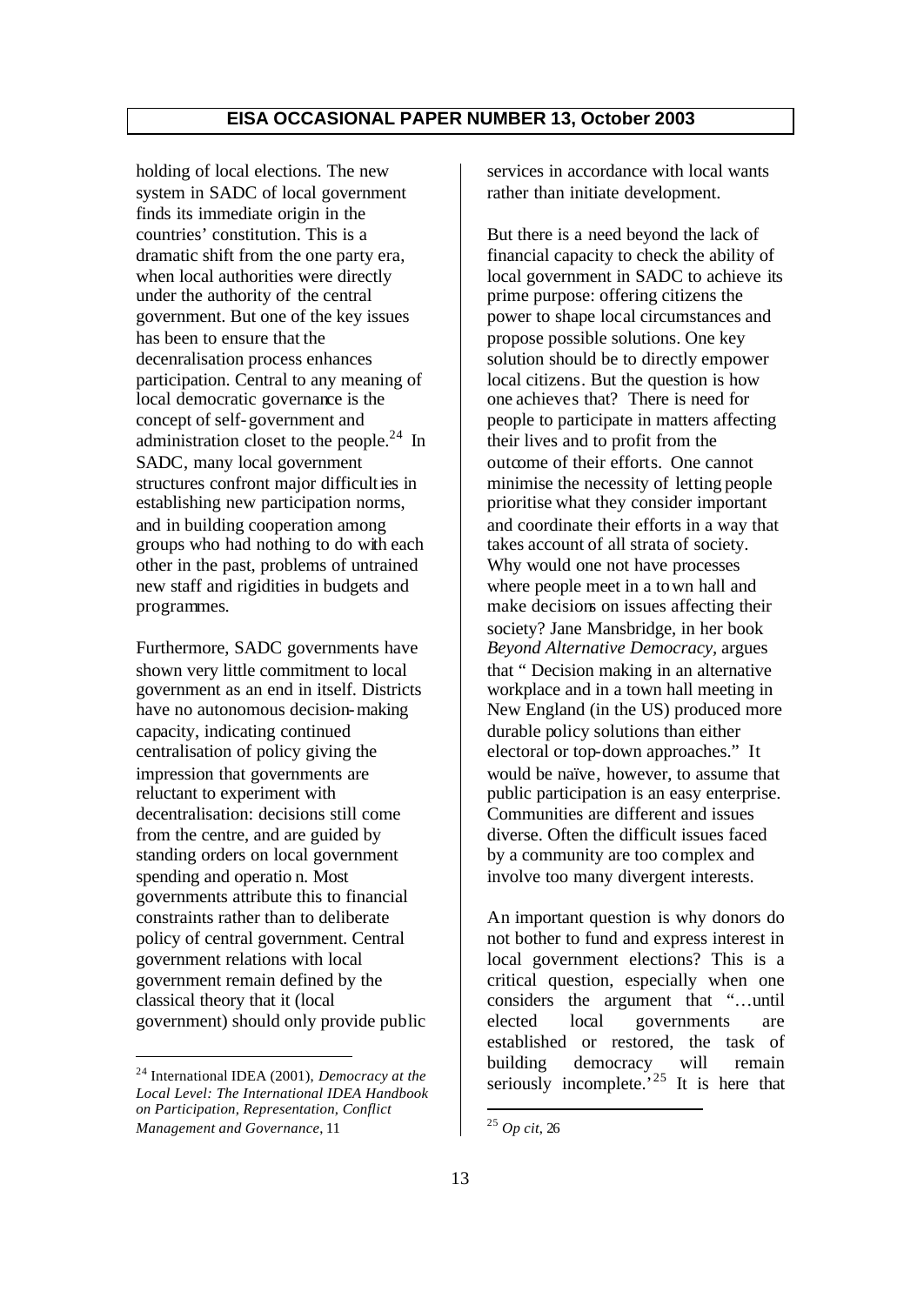holding of local elections. The new system in SADC of local government finds its immediate origin in the countries' constitution. This is a dramatic shift from the one party era, when local authorities were directly under the authority of the central government. But one of the key issues has been to ensure that the decenralisation process enhances participation. Central to any meaning of local democratic governance is the concept of self-government and administration closet to the people.[24] In SADC, many local government structures confront major difficulties in establishing new participation norms, and in building cooperation among groups who had nothing to do with each other in the past, problems of untrained new staff and rigidities in budgets and programmes.

Furthermore, SADC governments have shown very little commitment to local government as an end in itself. Districts have no autonomous decision-making capacity, indicating continued centralisation of policy giving the impression that governments are reluctant to experiment with decentralisation: decisions still come from the centre, and are guided by standing orders on local government spending and operatio n. Most governments attribute this to financial constraints rather than to deliberate policy of central government. Central government relations with local government remain defined by the classical theory that it (local government) should only provide public services in accordance with local wants rather than initiate development.

But there is a need beyond the lack of financial capacity to check the ability of local government in SADC to achieve its prime purpose: offering citizens the power to shape local circumstances and propose possible solutions. One key solution should be to directly empower local citizens. But the question is how one achieves that? There is need for people to participate in matters affecting their lives and to profit from the outcome of their efforts. One cannot minimise the necessity of letting people prioritise what they consider important and coordinate their efforts in a way that takes account of all strata of society. Why would one not have processes where people meet in a town hall and make decisions on issues affecting their society? Jane Mansbridge, in her book *Beyond Alternative Democracy*, argues that " Decision making in an alternative workplace and in a town hall meeting in New England (in the US) produced more durable policy solutions than either electoral or top-down approaches." It would be naïve, however, to assume that public participation is an easy enterprise. Communities are different and issues diverse. Often the difficult issues faced by a community are too complex and involve too many divergent interests.

An important question is why donors do not bother to fund and express interest in local government elections? This is a critical question, especially when one considers the argument that "…until elected local governments are established or restored, the task of building democracy will remain seriously incomplete.'[25] It is here that

---

[24] International IDEA (2001), *Democracy at the Local Level: The International IDEA Handbook on Participation, Representation, Conflict Management and Governance*, 11

[25] *Op cit*, 26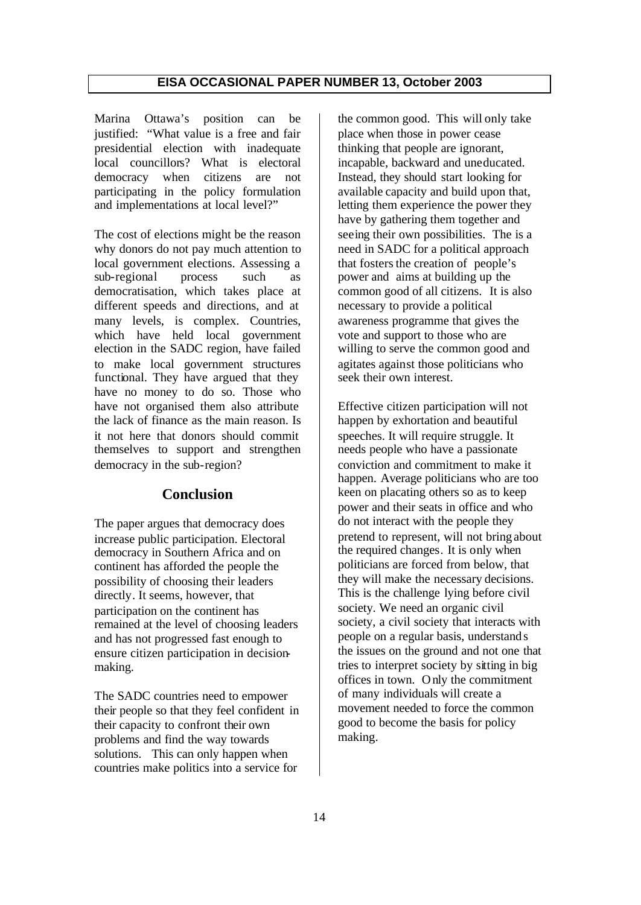Marina Ottawa's position can be justified: "What value is a free and fair presidential election with inadequate local councillors? What is electoral democracy when citizens are not participating in the policy formulation and implementations at local level?"

The cost of elections might be the reason why donors do not pay much attention to local government elections. Assessing a sub-regional process such as democratisation, which takes place at different speeds and directions, and at many levels, is complex. Countries, which have held local government election in the SADC region, have failed to make local government structures functional. They have argued that they have no money to do so. Those who have not organised them also attribute the lack of finance as the main reason. Is it not here that donors should commit themselves to support and strengthen democracy in the sub-region?

## Conclusion

The paper argues that democracy does increase public participation. Electoral democracy in Southern Africa and on continent has afforded the people the possibility of choosing their leaders directly. It seems, however, that participation on the continent has remained at the level of choosing leaders and has not progressed fast enough to ensure citizen participation in decision-making.

The SADC countries need to empower their people so that they feel confident in their capacity to confront their own problems and find the way towards solutions. This can only happen when countries make politics into a service for the common good. This will only take place when those in power cease thinking that people are ignorant, incapable, backward and uneducated. Instead, they should start looking for available capacity and build upon that, letting them experience the power they have by gathering them together and seeing their own possibilities. The is a need in SADC for a political approach that fosters the creation of people's power and aims at building up the common good of all citizens. It is also necessary to provide a political awareness programme that gives the vote and support to those who are willing to serve the common good and agitates against those politicians who seek their own interest.

Effective citizen participation will not happen by exhortation and beautiful speeches. It will require struggle. It needs people who have a passionate conviction and commitment to make it happen. Average politicians who are too keen on placating others so as to keep power and their seats in office and who do not interact with the people they pretend to represent, will not bring about the required changes. It is only when politicians are forced from below, that they will make the necessary decisions. This is the challenge lying before civil society. We need an organic civil society, a civil society that interacts with people on a regular basis, understands the issues on the ground and not one that tries to interpret society by sitting in big offices in town. Only the commitment of many individuals will create a movement needed to force the common good to become the basis for policy making.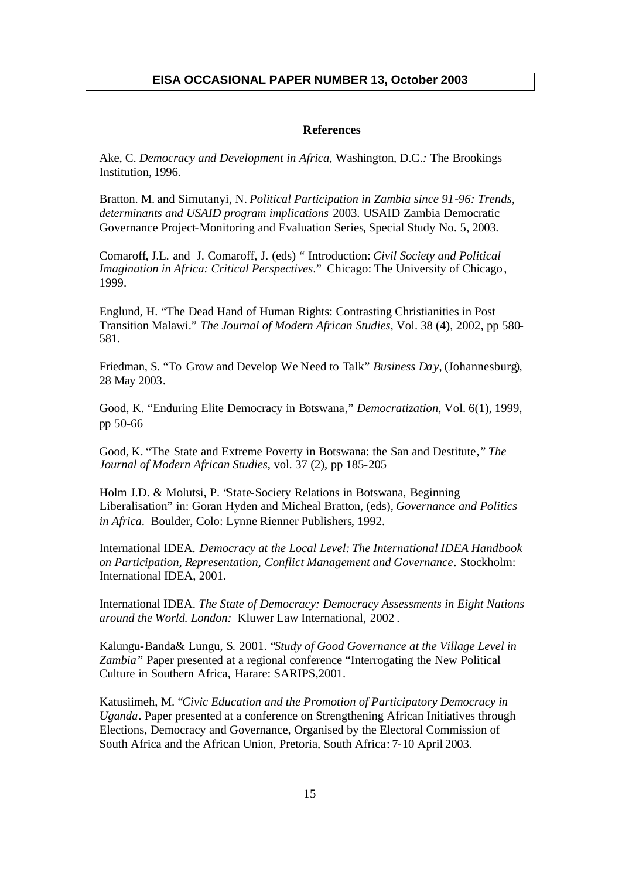## References

Ake, C. *Democracy and Development in Africa,* Washington, D.C.: The Brookings Institution, 1996.

Bratton. M. and Simutanyi, N. *Political Participation in Zambia since 91-96: Trends, determinants and USAID program implications* 2003. USAID Zambia Democratic Governance Project-Monitoring and Evaluation Series, Special Study No. 5, 2003.

Comaroff, J.L. and J. Comaroff, J. (eds) " Introduction: *Civil Society and Political Imagination in Africa: Critical Perspectives*." Chicago: The University of Chicago, 1999.

Englund, H. "The Dead Hand of Human Rights: Contrasting Christianities in Post Transition Malawi." *The Journal of Modern African Studies*, Vol. 38 (4), 2002, pp 580-581.

Friedman, S. "To Grow and Develop We Need to Talk" *Business Day*, (Johannesburg), 28 May 2003.

Good, K. "Enduring Elite Democracy in Botswana," *Democratization,* Vol. 6(1), 1999, pp 50-66

Good, K. "The State and Extreme Poverty in Botswana: the San and Destitute," *The Journal of Modern African Studies*, vol. 37 (2), pp 185-205

Holm J.D. & Molutsi, P. "State-Society Relations in Botswana, Beginning Liberalisation" in: Goran Hyden and Micheal Bratton, (eds), *Governance and Politics in Africa.* Boulder, Colo: Lynne Rienner Publishers, 1992.

International IDEA. *Democracy at the Local Level: The International IDEA Handbook on Participation, Representation, Conflict Management and Governance*. Stockholm: International IDEA, 2001.

International IDEA. *The State of Democracy: Democracy Assessments in Eight Nations around the World. London:* Kluwer Law International, 2002 .

Kalungu-Banda& Lungu, S. 2001. "*Study of Good Governance at the Village Level in Zambia"* Paper presented at a regional conference "Interrogating the New Political Culture in Southern Africa, Harare: SARIPS,2001.

Katusiimeh, M. "*Civic Education and the Promotion of Participatory Democracy in Uganda*. Paper presented at a conference on Strengthening African Initiatives through Elections, Democracy and Governance, Organised by the Electoral Commission of South Africa and the African Union, Pretoria, South Africa: 7-10 April 2003.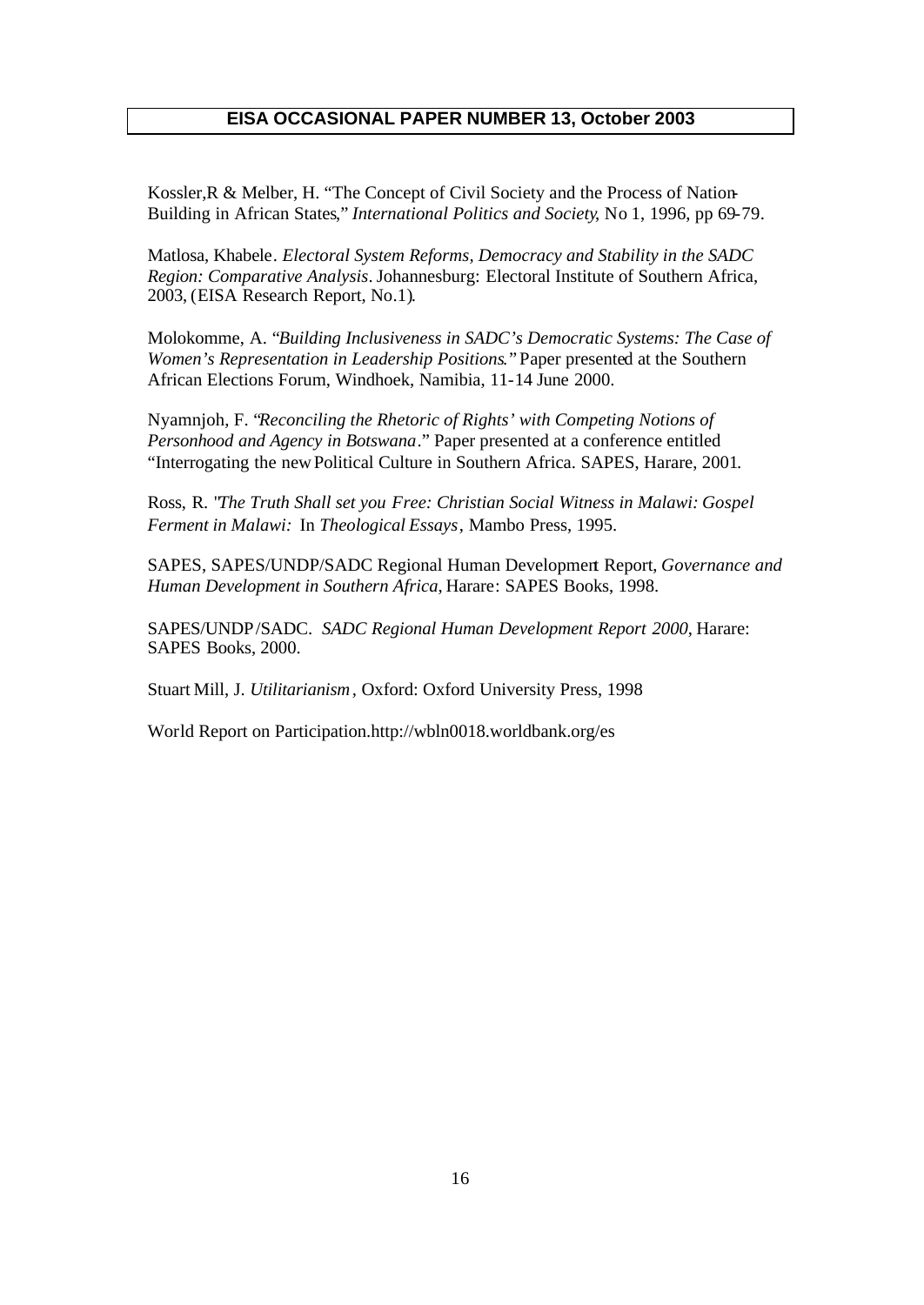Kossler,R & Melber, H. "The Concept of Civil Society and the Process of Nation-Building in African States," *International Politics and Society*, No 1, 1996, pp 69-79.

Matlosa, Khabele. *Electoral System Reforms, Democracy and Stability in the SADC Region: Comparative Analysis*. Johannesburg: Electoral Institute of Southern Africa, 2003, (EISA Research Report, No.1).

Molokomme, A. "*Building Inclusiveness in SADC's Democratic Systems: The Case of Women's Representation in Leadership Positions*." Paper presented at the Southern African Elections Forum, Windhoek, Namibia, 11-14 June 2000.

Nyamnjoh, F. "*Reconciling the Rhetoric of Rights' with Competing Notions of Personhood and Agency in Botswana*." Paper presented at a conference entitled "Interrogating the new Political Culture in Southern Africa. SAPES, Harare, 2001.

Ross, R. "*The Truth Shall set you Free: Christian Social Witness in Malawi: Gospel Ferment in Malawi:* In *Theological Essays*, Mambo Press, 1995.

SAPES, SAPES/UNDP/SADC Regional Human Development Report, *Governance and Human Development in Southern Africa*, Harare: SAPES Books, 1998.

SAPES/UNDP/SADC. *SADC Regional Human Development Report 2000*, Harare: SAPES Books, 2000.

Stuart Mill, J. *Utilitarianism*, Oxford: Oxford University Press, 1998

World Report on Participation.http://wbln0018.worldbank.org/es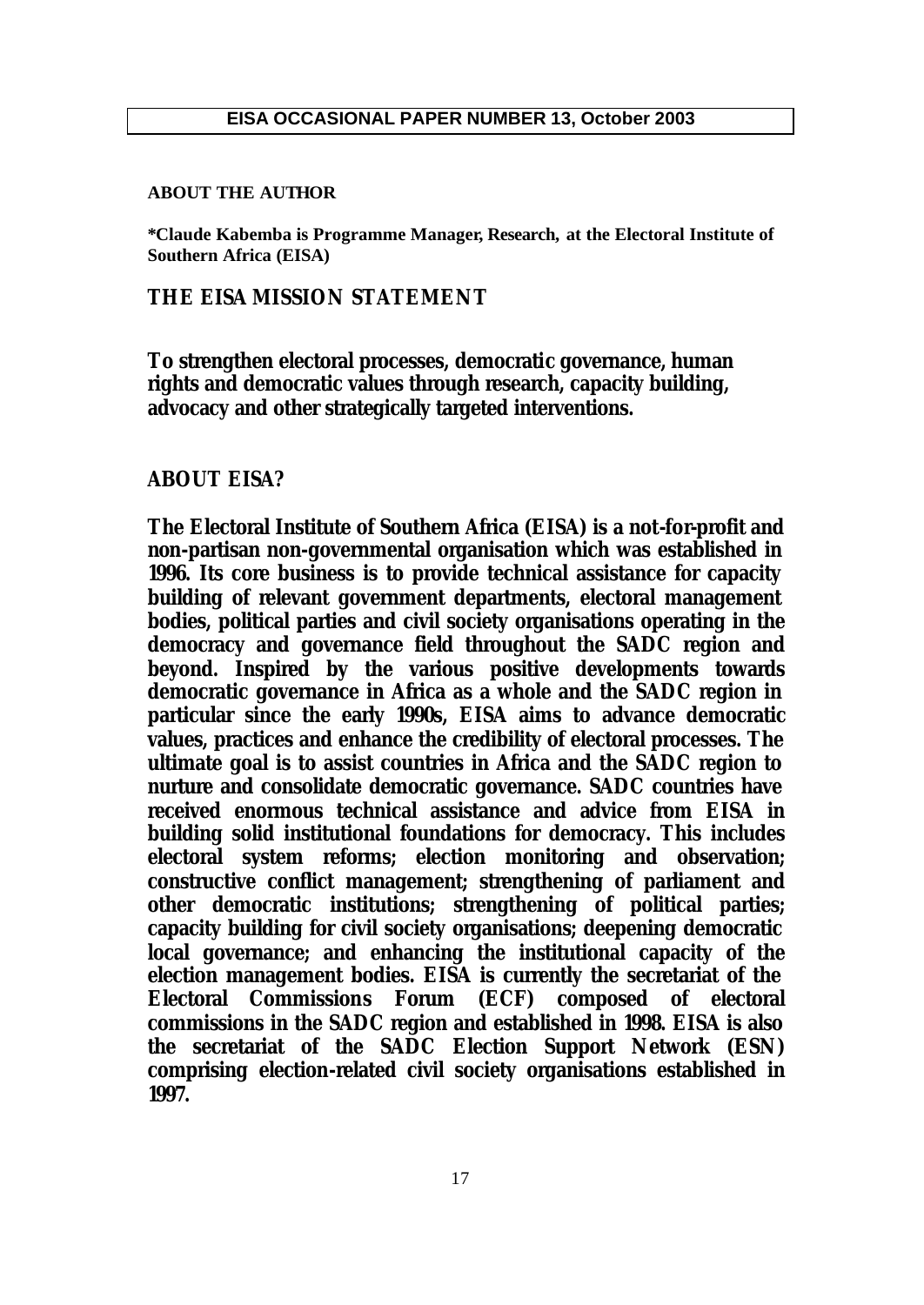**EISA OCCASIONAL PAPER NUMBER 13, October 2003**

**ABOUT THE AUTHOR**

**\*Claude Kabemba is Programme Manager, Research, at the Electoral Institute of Southern Africa (EISA)**

## THE EISA MISSION STATEMENT

**To strengthen electoral processes, democratic governance, human rights and democratic values through research, capacity building, advocacy and other strategically targeted interventions.**

## ABOUT EISA?

**The Electoral Institute of Southern Africa (EISA) is a not-for-profit and non-partisan non-governmental organisation which was established in 1996. Its core business is to provide technical assistance for capacity building of relevant government departments, electoral management bodies, political parties and civil society organisations operating in the democracy and governance field throughout the SADC region and beyond. Inspired by the various positive developments towards democratic governance in Africa as a whole and the SADC region in particular since the early 1990s, EISA aims to advance democratic values, practices and enhance the credibility of electoral processes. The ultimate goal is to assist countries in Africa and the SADC region to nurture and consolidate democratic governance. SADC countries have received enormous technical assistance and advice from EISA in building solid institutional foundations for democracy. This includes electoral system reforms; election monitoring and observation; constructive conflict management; strengthening of parliament and other democratic institutions; strengthening of political parties; capacity building for civil society organisations; deepening democratic local governance; and enhancing the institutional capacity of the election management bodies. EISA is currently the secretariat of the Electoral Commissions Forum (ECF) composed of electoral commissions in the SADC region and established in 1998. EISA is also the secretariat of the SADC Election Support Network (ESN) comprising election-related civil society organisations established in 1997.**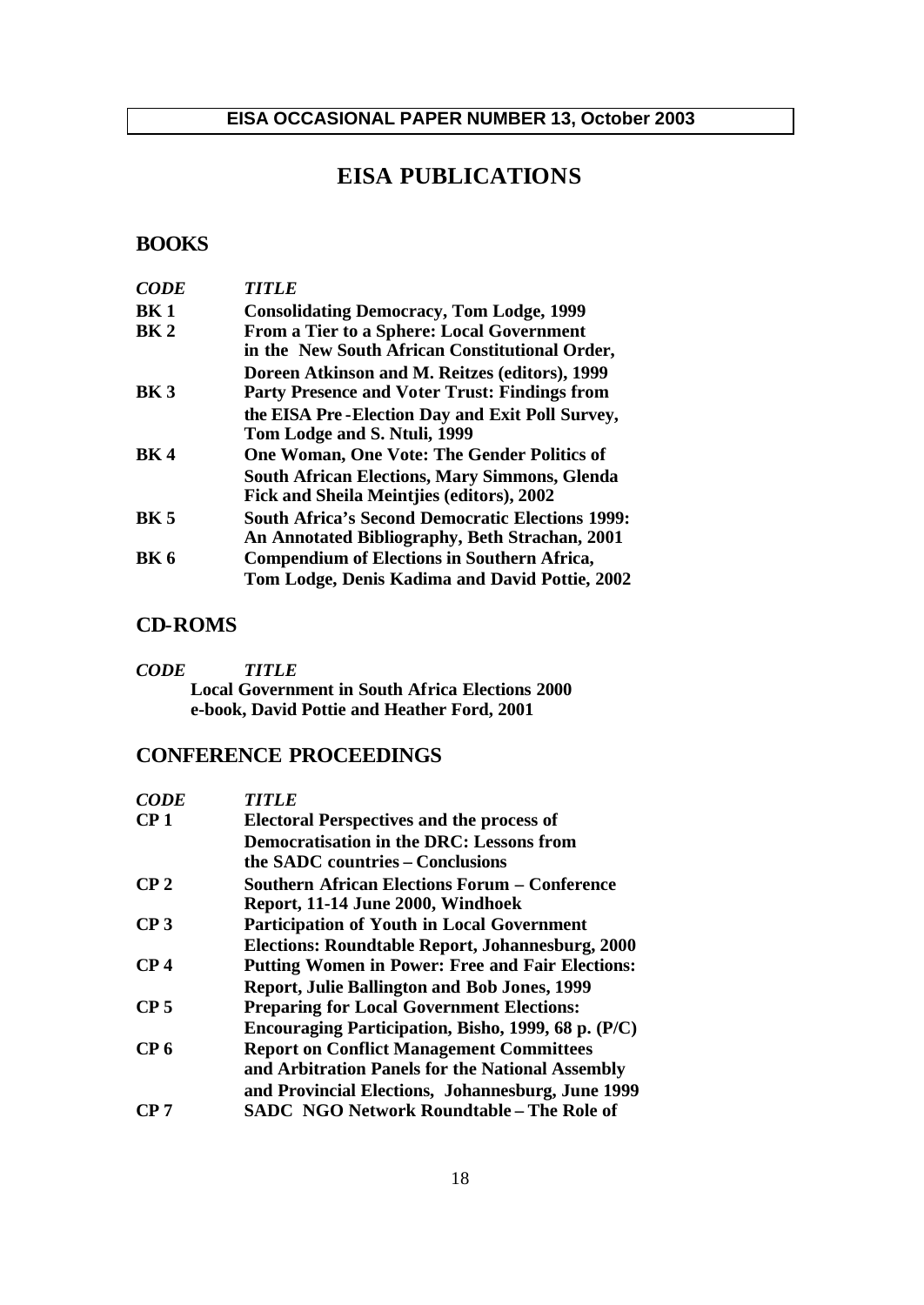**EISA OCCASIONAL PAPER NUMBER 13, October 2003**

# EISA PUBLICATIONS

## BOOKS

| *CODE* | *TITLE* |
|---|---|
| **BK 1** | **Consolidating Democracy, Tom Lodge, 1999** |
| **BK 2** | **From a Tier to a Sphere: Local Government in the New South African Constitutional Order, Doreen Atkinson and M. Reitzes (editors), 1999** |
| **BK 3** | **Party Presence and Voter Trust: Findings from the EISA Pre-Election Day and Exit Poll Survey, Tom Lodge and S. Ntuli, 1999** |
| **BK 4** | **One Woman, One Vote: The Gender Politics of South African Elections, Mary Simmons, Glenda Fick and Sheila Meintjies (editors), 2002** |
| **BK 5** | **South Africa's Second Democratic Elections 1999: An Annotated Bibliography, Beth Strachan, 2001** |
| **BK 6** | **Compendium of Elections in Southern Africa, Tom Lodge, Denis Kadima and David Pottie, 2002** |

## CD-ROMS

| *CODE* | *TITLE* |
|---|---|
| | **Local Government in South Africa Elections 2000 e-book, David Pottie and Heather Ford, 2001** |

## CONFERENCE PROCEEDINGS

| *CODE* | *TITLE* |
|---|---|
| **CP 1** | **Electoral Perspectives and the process of Democratisation in the DRC: Lessons from the SADC countries – Conclusions** |
| **CP 2** | **Southern African Elections Forum – Conference Report, 11-14 June 2000, Windhoek** |
| **CP 3** | **Participation of Youth in Local Government Elections: Roundtable Report, Johannesburg, 2000** |
| **CP 4** | **Putting Women in Power: Free and Fair Elections: Report, Julie Ballington and Bob Jones, 1999** |
| **CP 5** | **Preparing for Local Government Elections: Encouraging Participation, Bisho, 1999, 68 p. (P/C)** |
| **CP 6** | **Report on Conflict Management Committees and Arbitration Panels for the National Assembly and Provincial Elections, Johannesburg, June 1999** |
| **CP 7** | **SADC NGO Network Roundtable – The Role of** |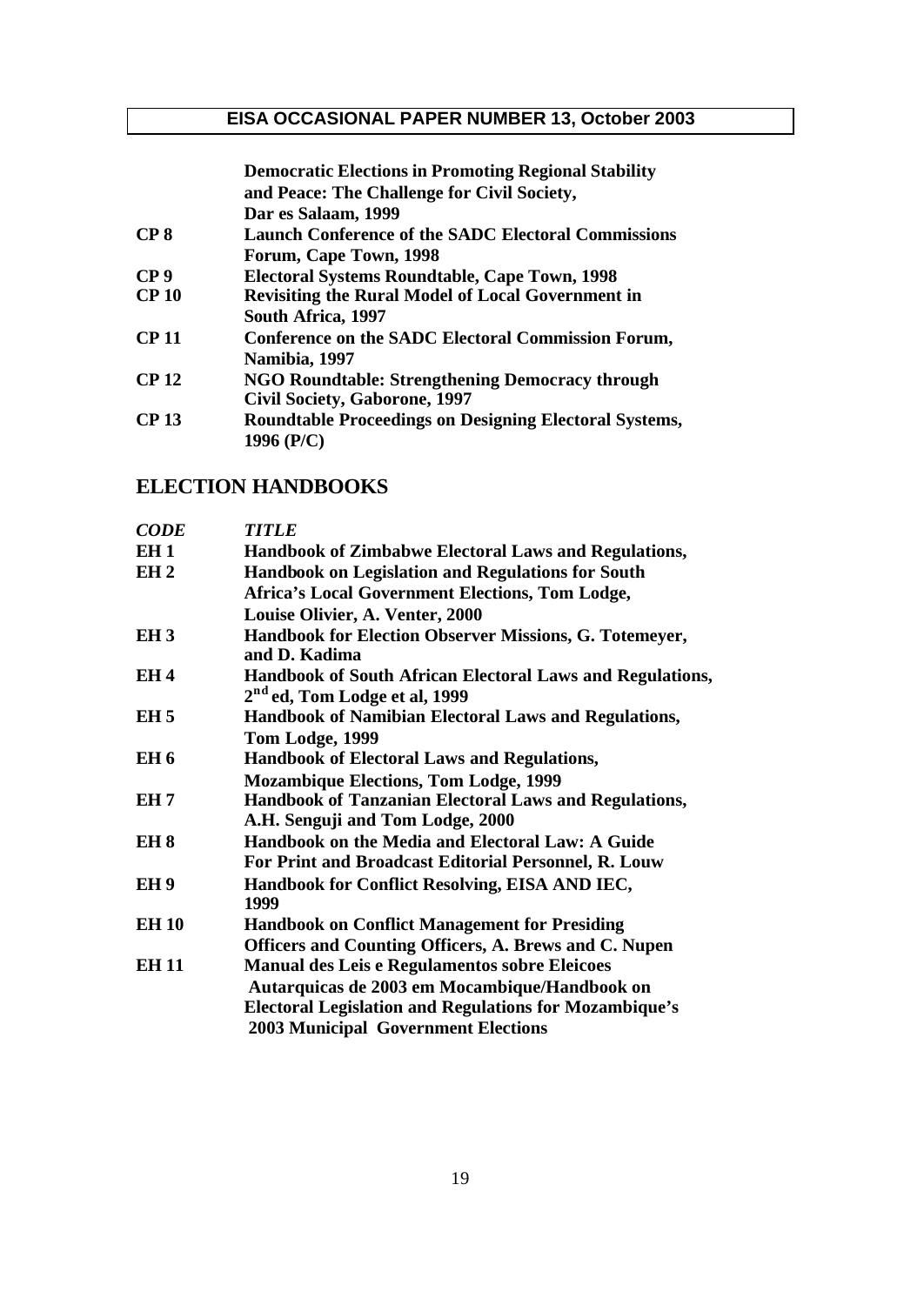| | |
|---|---|
| | **Democratic Elections in Promoting Regional Stability and Peace: The Challenge for Civil Society, Dar es Salaam, 1999** |
| **CP 8** | **Launch Conference of the SADC Electoral Commissions Forum, Cape Town, 1998** |
| **CP 9** | **Electoral Systems Roundtable, Cape Town, 1998** |
| **CP 10** | **Revisiting the Rural Model of Local Government in South Africa, 1997** |
| **CP 11** | **Conference on the SADC Electoral Commission Forum, Namibia, 1997** |
| **CP 12** | **NGO Roundtable: Strengthening Democracy through Civil Society, Gaborone, 1997** |
| **CP 13** | **Roundtable Proceedings on Designing Electoral Systems, 1996 (P/C)** |

## ELECTION HANDBOOKS

| ***CODE*** | ***TITLE*** |
|---|---|
| **EH 1** | **Handbook of Zimbabwe Electoral Laws and Regulations,** |
| **EH 2** | **Handbook on Legislation and Regulations for South Africa's Local Government Elections, Tom Lodge, Louise Olivier, A. Venter, 2000** |
| **EH 3** | **Handbook for Election Observer Missions, G. Totemeyer, and D. Kadima** |
| **EH 4** | **Handbook of South African Electoral Laws and Regulations, 2nd ed, Tom Lodge et al, 1999** |
| **EH 5** | **Handbook of Namibian Electoral Laws and Regulations, Tom Lodge, 1999** |
| **EH 6** | **Handbook of Electoral Laws and Regulations, Mozambique Elections, Tom Lodge, 1999** |
| **EH 7** | **Handbook of Tanzanian Electoral Laws and Regulations, A.H. Senguji and Tom Lodge, 2000** |
| **EH 8** | **Handbook on the Media and Electoral Law: A Guide For Print and Broadcast Editorial Personnel, R. Louw** |
| **EH 9** | **Handbook for Conflict Resolving, EISA AND IEC, 1999** |
| **EH 10** | **Handbook on Conflict Management for Presiding Officers and Counting Officers, A. Brews and C. Nupen** |
| **EH 11** | **Manual des Leis e Regulamentos sobre Eleicoes Autarquicas de 2003 em Mocambique/Handbook on Electoral Legislation and Regulations for Mozambique's 2003 Municipal Government Elections** |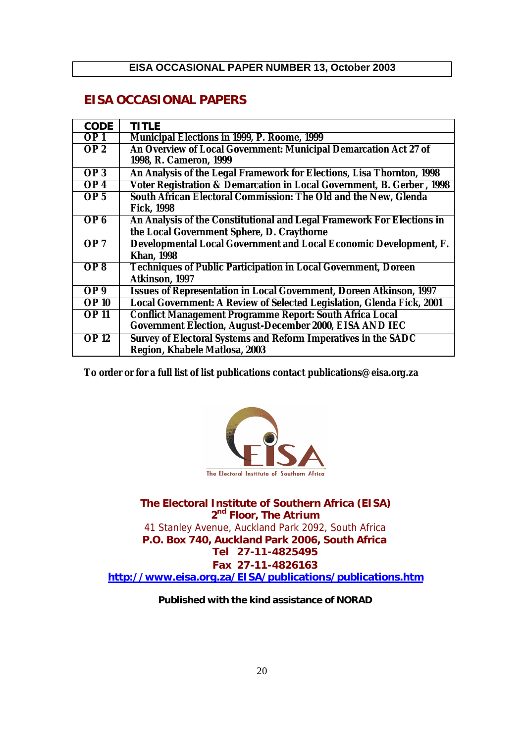EISA OCCASIONAL PAPER NUMBER 13, October 2003

## EISA OCCASIONAL PAPERS

| CODE | TITLE |
|---|---|
| OP 1 | Municipal Elections in 1999, P. Roome, 1999 |
| OP 2 | An Overview of Local Government: Municipal Demarcation Act 27 of 1998, R. Cameron, 1999 |
| OP 3 | An Analysis of the Legal Framework for Elections, Lisa Thornton, 1998 |
| OP 4 | Voter Registration & Demarcation in Local Government, B. Gerber , 1998 |
| OP 5 | South African Electoral Commission: The Old and the New, Glenda Fick, 1998 |
| OP 6 | An Analysis of the Constitutional and Legal Framework For Elections in the Local Government Sphere, D. Craythorne |
| OP 7 | Developmental Local Government and Local Economic Development, F. Khan, 1998 |
| OP 8 | Techniques of Public Participation in Local Government, Doreen Atkinson, 1997 |
| OP 9 | Issues of Representation in Local Government, Doreen Atkinson, 1997 |
| OP 10 | Local Government: A Review of Selected Legislation, Glenda Fick, 2001 |
| OP 11 | Conflict Management Programme Report: South Africa Local Government Election, August-December 2000, EISA AND IEC |
| OP 12 | Survey of Electoral Systems and Reform Imperatives in the SADC Region, Khabele Matlosa, 2003 |

**To order or for a full list of list publications contact publications@eisa.org.za**

EISA
The Electoral Institute of Southern Africa

**The Electoral Institute of Southern Africa (EISA)**
**2nd Floor, The Atrium**
41 Stanley Avenue, Auckland Park 2092, South Africa
**P.O. Box 740, Auckland Park 2006, South Africa**
**Tel 27-11-4825495**
**Fax 27-11-4826163**
**http://www.eisa.org.za/EISA/publications/publications.htm**

**Published with the kind assistance of NORAD**